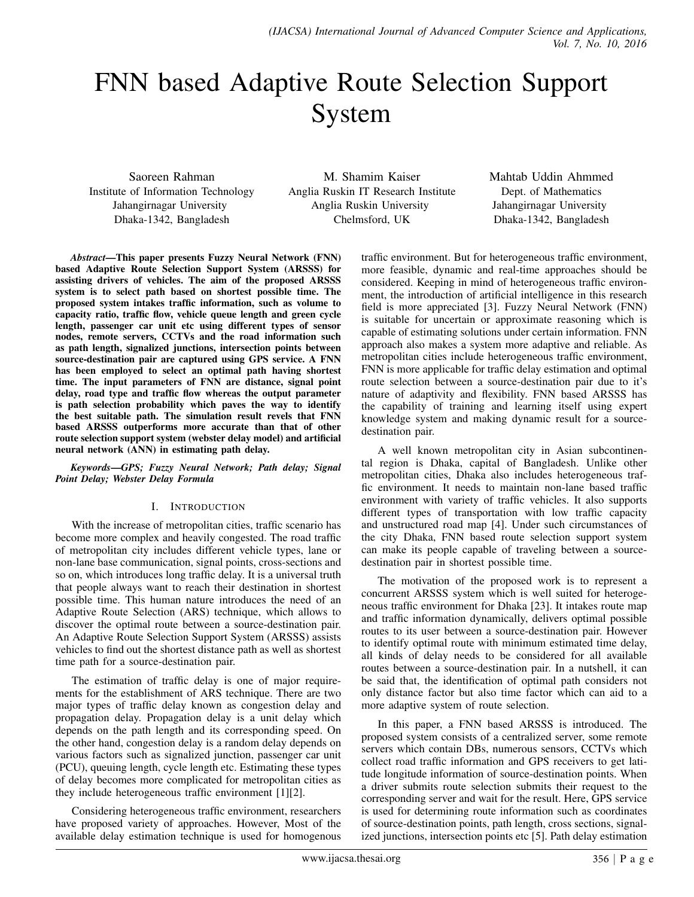# FNN based Adaptive Route Selection Support System

Saoreen Rahman
Institute of Information Technology
Jahangirnagar University
Dhaka-1342, Bangladesh

M. Shamim Kaiser
Anglia Ruskin IT Research Institute
Anglia Ruskin University
Chelmsford, UK

Mahtab Uddin Ahmmed
Dept. of Mathematics
Jahangirnagar University
Dhaka-1342, Bangladesh

***Abstract*—This paper presents Fuzzy Neural Network (FNN) based Adaptive Route Selection Support System (ARSSS) for assisting drivers of vehicles. The aim of the proposed ARSSS system is to select path based on shortest possible time. The proposed system intakes traffic information, such as volume to capacity ratio, traffic flow, vehicle queue length and green cycle length, passenger car unit etc using different types of sensor nodes, remote servers, CCTVs and the road information such as path length, signalized junctions, intersection points between source-destination pair are captured using GPS service. A FNN has been employed to select an optimal path having shortest time. The input parameters of FNN are distance, signal point delay, road type and traffic flow whereas the output parameter is path selection probability which paves the way to identify the best suitable path. The simulation result revels that FNN based ARSSS outperforms more accurate than that of other route selection support system (webster delay model) and artificial neural network (ANN) in estimating path delay.**

***Keywords*—*GPS; Fuzzy Neural Network; Path delay; Signal Point Delay; Webster Delay Formula***

## I. Introduction

With the increase of metropolitan cities, traffic scenario has become more complex and heavily congested. The road traffic of metropolitan city includes different vehicle types, lane or non-lane base communication, signal points, cross-sections and so on, which introduces long traffic delay. It is a universal truth that people always want to reach their destination in shortest possible time. This human nature introduces the need of an Adaptive Route Selection (ARS) technique, which allows to discover the optimal route between a source-destination pair. An Adaptive Route Selection Support System (ARSSS) assists vehicles to find out the shortest distance path as well as shortest time path for a source-destination pair.

The estimation of traffic delay is one of major requirements for the establishment of ARS technique. There are two major types of traffic delay known as congestion delay and propagation delay. Propagation delay is a unit delay which depends on the path length and its corresponding speed. On the other hand, congestion delay is a random delay depends on various factors such as signalized junction, passenger car unit (PCU), queuing length, cycle length etc. Estimating these types of delay becomes more complicated for metropolitan cities as they include heterogeneous traffic environment [1][2].

Considering heterogeneous traffic environment, researchers have proposed variety of approaches. However, Most of the available delay estimation technique is used for homogenous traffic environment. But for heterogeneous traffic environment, more feasible, dynamic and real-time approaches should be considered. Keeping in mind of heterogeneous traffic environment, the introduction of artificial intelligence in this research field is more appreciated [3]. Fuzzy Neural Network (FNN) is suitable for uncertain or approximate reasoning which is capable of estimating solutions under certain information. FNN approach also makes a system more adaptive and reliable. As metropolitan cities include heterogeneous traffic environment, FNN is more applicable for traffic delay estimation and optimal route selection between a source-destination pair due to it's nature of adaptivity and flexibility. FNN based ARSSS has the capability of training and learning itself using expert knowledge system and making dynamic result for a source-destination pair.

A well known metropolitan city in Asian subcontinental region is Dhaka, capital of Bangladesh. Unlike other metropolitan cities, Dhaka also includes heterogeneous traffic environment. It needs to maintain non-lane based traffic environment with variety of traffic vehicles. It also supports different types of transportation with low traffic capacity and unstructured road map [4]. Under such circumstances of the city Dhaka, FNN based route selection support system can make its people capable of traveling between a source-destination pair in shortest possible time.

The motivation of the proposed work is to represent a concurrent ARSSS system which is well suited for heterogeneous traffic environment for Dhaka [23]. It intakes route map and traffic information dynamically, delivers optimal possible routes to its user between a source-destination pair. However to identify optimal route with minimum estimated time delay, all kinds of delay needs to be considered for all available routes between a source-destination pair. In a nutshell, it can be said that, the identification of optimal path considers not only distance factor but also time factor which can aid to a more adaptive system of route selection.

In this paper, a FNN based ARSSS is introduced. The proposed system consists of a centralized server, some remote servers which contain DBs, numerous sensors, CCTVs which collect road traffic information and GPS receivers to get latitude longitude information of source-destination points. When a driver submits route selection submits their request to the corresponding server and wait for the result. Here, GPS service is used for determining route information such as coordinates of source-destination points, path length, cross sections, signalized junctions, intersection points etc [5]. Path delay estimation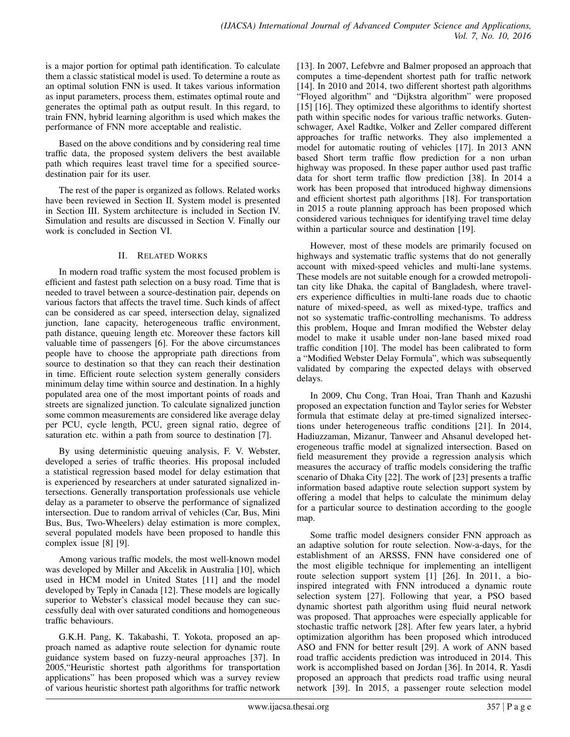is a major portion for optimal path identification. To calculate them a classic statistical model is used. To determine a route as an optimal solution FNN is used. It takes various information as input parameters, process them, estimates optimal route and generates the optimal path as output result. In this regard, to train FNN, hybrid learning algorithm is used which makes the performance of FNN more acceptable and realistic.

Based on the above conditions and by considering real time traffic data, the proposed system delivers the best available path which requires least travel time for a specified source-destination pair for its user.

The rest of the paper is organized as follows. Related works have been reviewed in Section II. System model is presented in Section III. System architecture is included in Section IV. Simulation and results are discussed in Section V. Finally our work is concluded in Section VI.

## II. Related Works

In modern road traffic system the most focused problem is efficient and fastest path selection on a busy road. Time that is needed to travel between a source-destination pair, depends on various factors that affects the travel time. Such kinds of affect can be considered as car speed, intersection delay, signalized junction, lane capacity, heterogeneous traffic environment, path distance, queuing length etc. Moreover these factors kill valuable time of passengers [6]. For the above circumstances people have to choose the appropriate path directions from source to destination so that they can reach their destination in time. Efficient route selection system generally considers minimum delay time within source and destination. In a highly populated area one of the most important points of roads and streets are signalized junction. To calculate signalized junction some common measurements are considered like average delay per PCU, cycle length, PCU, green signal ratio, degree of saturation etc. within a path from source to destination [7].

By using deterministic queuing analysis, F. V. Webster, developed a series of traffic theories. His proposal included a statistical regression based model for delay estimation that is experienced by researchers at under saturated signalized intersections. Generally transportation professionals use vehicle delay as a parameter to observe the performance of signalized intersection. Due to random arrival of vehicles (Car, Bus, Mini Bus, Bus, Two-Wheelers) delay estimation is more complex, several populated models have been proposed to handle this complex issue [8] [9].

Among various traffic models, the most well-known model was developed by Miller and Akcelik in Australia [10], which used in HCM model in United States [11] and the model developed by Teply in Canada [12]. These models are logically superior to Webster's classical model because they can successfully deal with over saturated conditions and homogeneous traffic behaviours.

G.K.H. Pang, K. Takabashi, T. Yokota, proposed an approach named as adaptive route selection for dynamic route guidance system based on fuzzy-neural approaches [37]. In 2005,"Heuristic shortest path algorithms for transportation applications" has been proposed which was a survey review of various heuristic shortest path algorithms for traffic network [13]. In 2007, Lefebvre and Balmer proposed an approach that computes a time-dependent shortest path for traffic network [14]. In 2010 and 2014, two different shortest path algorithms "Floyed algorithm" and "Dijkstra algorithm" were proposed [15] [16]. They optimized these algorithms to identify shortest path within specific nodes for various traffic networks. Gutenschwager, Axel Radtke, Volker and Zeller compared different approaches for traffic networks. They also implemented a model for automatic routing of vehicles [17]. In 2013 ANN based Short term traffic flow prediction for a non urban highway was proposed. In these paper author used past traffic data for short term traffic flow prediction [38]. In 2014 a work has been proposed that introduced highway dimensions and efficient shortest path algorithms [18]. For transportation in 2015 a route planning approach has been proposed which considered various techniques for identifying travel time delay within a particular source and destination [19].

However, most of these models are primarily focused on highways and systematic traffic systems that do not generally account with mixed-speed vehicles and multi-lane systems. These models are not suitable enough for a crowded metropolitan city like Dhaka, the capital of Bangladesh, where travelers experience difficulties in multi-lane roads due to chaotic nature of mixed-speed, as well as mixed-type, traffics and not so systematic traffic-controlling mechanisms. To address this problem, Hoque and Imran modified the Webster delay model to make it usable under non-lane based mixed road traffic condition [10]. The model has been calibrated to form a "Modified Webster Delay Formula", which was subsequently validated by comparing the expected delays with observed delays.

In 2009, Chu Cong, Tran Hoai, Tran Thanh and Kazushi proposed an expectation function and Taylor series for Webster formula that estimate delay at pre-timed signalized intersections under heterogeneous traffic conditions [21]. In 2014, Hadiuzzaman, Mizanur, Tanweer and Ahsanul developed heterogeneous traffic model at signalized intersection. Based on field measurement they provide a regression analysis which measures the accuracy of traffic models considering the traffic scenario of Dhaka City [22]. The work of [23] presents a traffic information based adaptive route selection support system by offering a model that helps to calculate the minimum delay for a particular source to destination according to the google map.

Some traffic model designers consider FNN approach as an adaptive solution for route selection. Now-a-days, for the establishment of an ARSSS, FNN have considered one of the most eligible technique for implementing an intelligent route selection support system [1] [26]. In 2011, a bio-inspired integrated with FNN introduced a dynamic route selection system [27]. Following that year, a PSO based dynamic shortest path algorithm using fluid neural network was proposed. That approaches were especially applicable for stochastic traffic network [28]. After few years later, a hybrid optimization algorithm has been proposed which introduced ASO and FNN for better result [29]. A work of ANN based road traffic accidents prediction was introduced in 2014. This work is accomplished based on Jordan [36]. In 2014, R. Yasdi proposed an approach that predicts road traffic using neural network [39]. In 2015, a passenger route selection model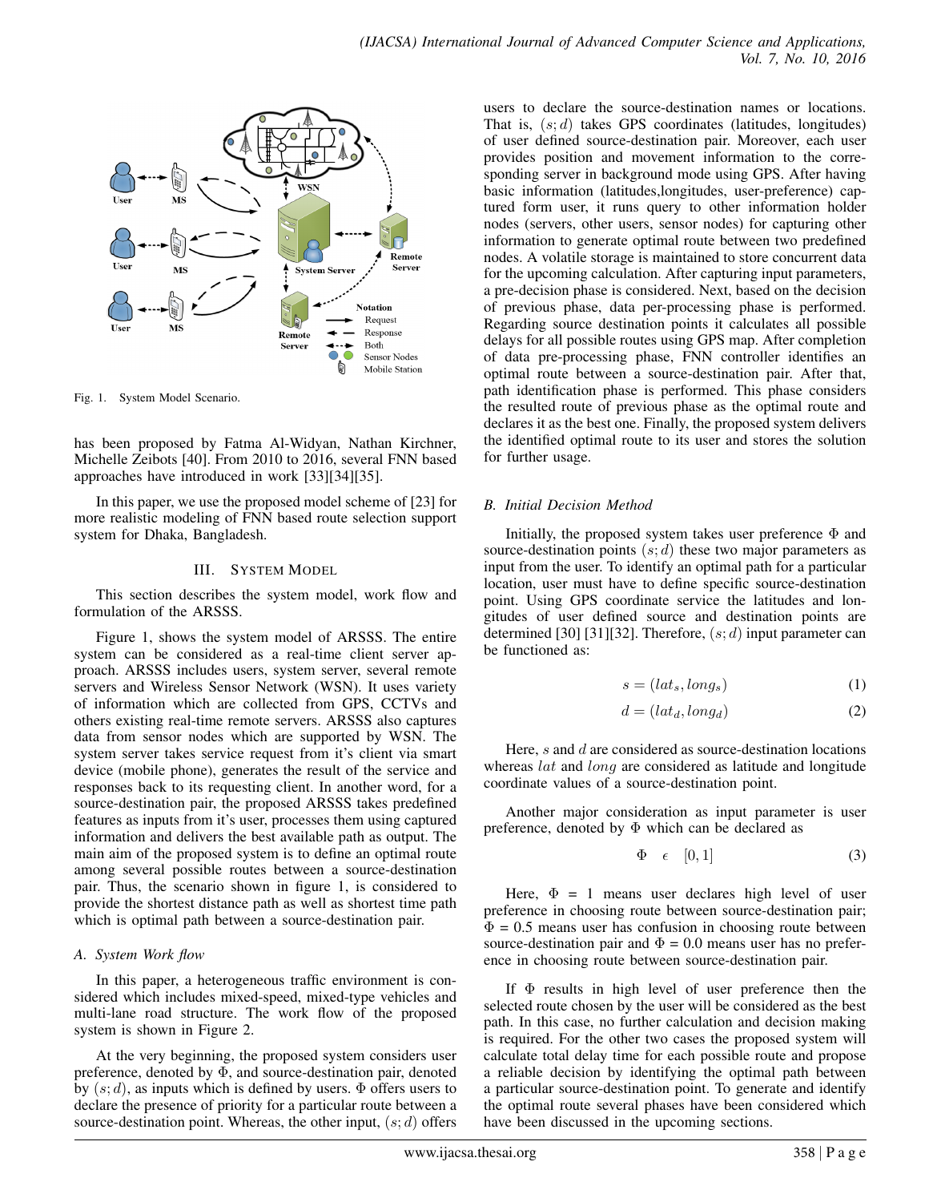Fig. 1. System Model Scenario.

has been proposed by Fatma Al-Widyan, Nathan Kirchner, Michelle Zeibots [40]. From 2010 to 2016, several FNN based approaches have introduced in work [33][34][35].

In this paper, we use the proposed model scheme of [23] for more realistic modeling of FNN based route selection support system for Dhaka, Bangladesh.

## III. System Model

This section describes the system model, work flow and formulation of the ARSSS.

Figure 1, shows the system model of ARSSS. The entire system can be considered as a real-time client server approach. ARSSS includes users, system server, several remote servers and Wireless Sensor Network (WSN). It uses variety of information which are collected from GPS, CCTVs and others existing real-time remote servers. ARSSS also captures data from sensor nodes which are supported by WSN. The system server takes service request from it's client via smart device (mobile phone), generates the result of the service and responses back to its requesting client. In another word, for a source-destination pair, the proposed ARSSS takes predefined features as inputs from it's user, processes them using captured information and delivers the best available path as output. The main aim of the proposed system is to define an optimal route among several possible routes between a source-destination pair. Thus, the scenario shown in figure 1, is considered to provide the shortest distance path as well as shortest time path which is optimal path between a source-destination pair.

### A. System Work flow

In this paper, a heterogeneous traffic environment is considered which includes mixed-speed, mixed-type vehicles and multi-lane road structure. The work flow of the proposed system is shown in Figure 2.

At the very beginning, the proposed system considers user preference, denoted by $\Phi$, and source-destination pair, denoted by $(s; d)$, as inputs which is defined by users. $\Phi$ offers users to declare the presence of priority for a particular route between a source-destination point. Whereas, the other input, $(s; d)$ offers users to declare the source-destination names or locations. That is, $(s; d)$ takes GPS coordinates (latitudes, longitudes) of user defined source-destination pair. Moreover, each user provides position and movement information to the corresponding server in background mode using GPS. After having basic information (latitudes,longitudes, user-preference) captured form user, it runs query to other information holder nodes (servers, other users, sensor nodes) for capturing other information to generate optimal route between two predefined nodes. A volatile storage is maintained to store concurrent data for the upcoming calculation. After capturing input parameters, a pre-decision phase is considered. Next, based on the decision of previous phase, data per-processing phase is performed. Regarding source destination points it calculates all possible delays for all possible routes using GPS map. After completion of data pre-processing phase, FNN controller identifies an optimal route between a source-destination pair. After that, path identification phase is performed. This phase considers the resulted route of previous phase as the optimal route and declares it as the best one. Finally, the proposed system delivers the identified optimal route to its user and stores the solution for further usage.

### B. Initial Decision Method

Initially, the proposed system takes user preference $\Phi$ and source-destination points $(s; d)$ these two major parameters as input from the user. To identify an optimal path for a particular location, user must have to define specific source-destination point. Using GPS coordinate service the latitudes and longitudes of user defined source and destination points are determined [30] [31][32]. Therefore, $(s; d)$ input parameter can be functioned as:

$$s = (lat_s, long_s) \tag{1}$$

$$d = (lat_d, long_d) \tag{2}$$

Here, $s$ and $d$ are considered as source-destination locations whereas $lat$ and $long$ are considered as latitude and longitude coordinate values of a source-destination point.

Another major consideration as input parameter is user preference, denoted by $\Phi$ which can be declared as

$$\Phi \quad \epsilon \quad [0, 1] \tag{3}$$

Here, $\Phi$ = 1 means user declares high level of user preference in choosing route between source-destination pair; $\Phi$ = 0.5 means user has confusion in choosing route between source-destination pair and $\Phi$ = 0.0 means user has no preference in choosing route between source-destination pair.

If $\Phi$ results in high level of user preference then the selected route chosen by the user will be considered as the best path. In this case, no further calculation and decision making is required. For the other two cases the proposed system will calculate total delay time for each possible route and propose a reliable decision by identifying the optimal path between a particular source-destination point. To generate and identify the optimal route several phases have been considered which have been discussed in the upcoming sections.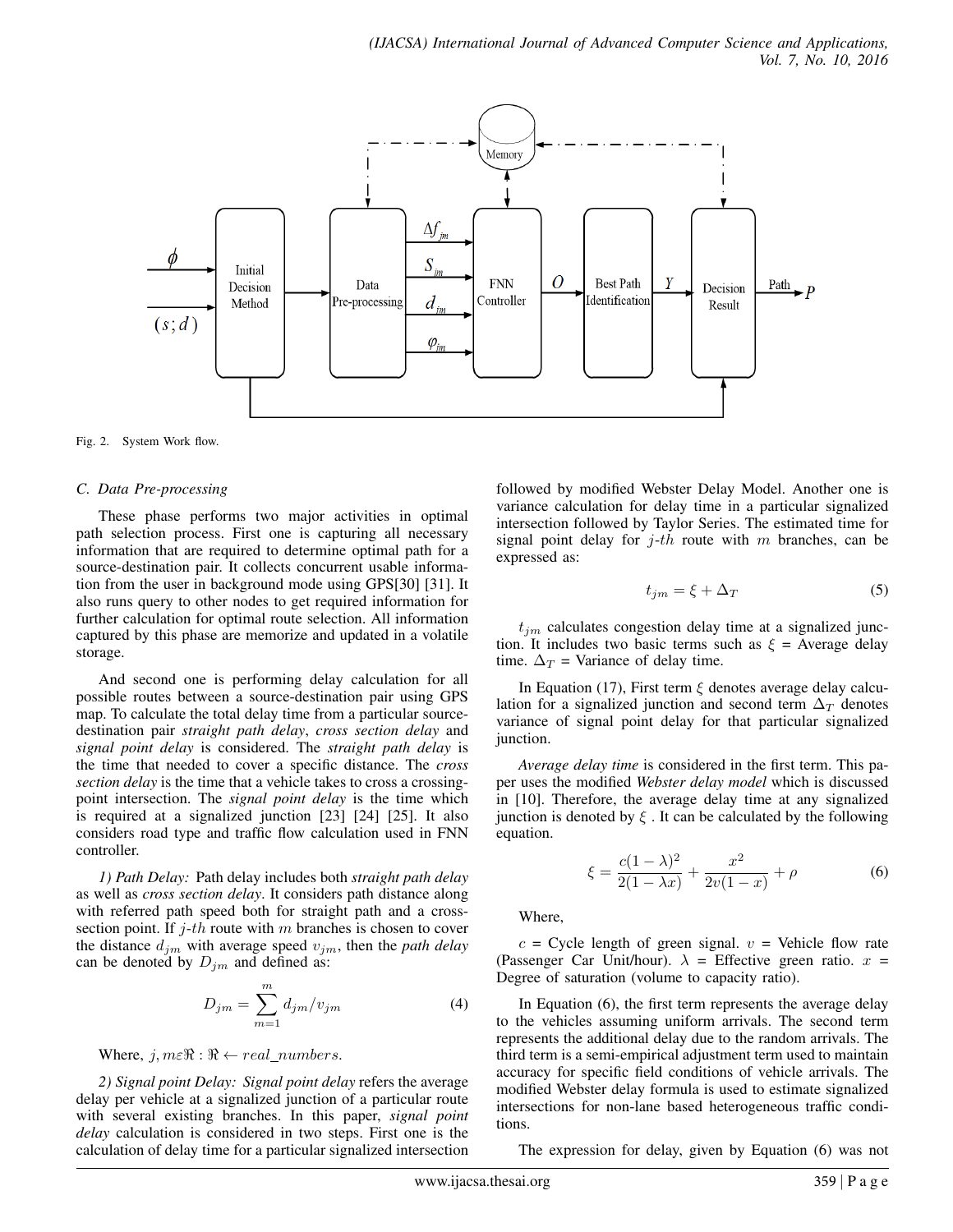Fig. 2. System Work flow.

### C. Data Pre-processing

These phase performs two major activities in optimal path selection process. First one is capturing all necessary information that are required to determine optimal path for a source-destination pair. It collects concurrent usable information from the user in background mode using GPS[30] [31]. It also runs query to other nodes to get required information for further calculation for optimal route selection. All information captured by this phase are memorize and updated in a volatile storage.

And second one is performing delay calculation for all possible routes between a source-destination pair using GPS map. To calculate the total delay time from a particular source-destination pair *straight path delay*, *cross section delay* and *signal point delay* is considered. The *straight path delay* is the time that needed to cover a specific distance. The *cross section delay* is the time that a vehicle takes to cross a crossing-point intersection. The *signal point delay* is the time which is required at a signalized junction [23] [24] [25]. It also considers road type and traffic flow calculation used in FNN controller.

*1) Path Delay:* Path delay includes both *straight path delay* as well as *cross section delay*. It considers path distance along with referred path speed both for straight path and a cross-section point. If $j$-$th$ route with $m$ branches is chosen to cover the distance $d_{jm}$ with average speed $v_{jm}$, then the *path delay* can be denoted by $D_{jm}$ and defined as:

$$D_{jm} = \sum_{m=1}^{m} d_{jm}/v_{jm} \tag{4}$$

Where, $j, m \varepsilon \Re : \Re \leftarrow real\_numbers$.

*2) Signal point Delay: Signal point delay* refers the average delay per vehicle at a signalized junction of a particular route with several existing branches. In this paper, *signal point delay* calculation is considered in two steps. First one is the calculation of delay time for a particular signalized intersection followed by modified Webster Delay Model. Another one is variance calculation for delay time in a particular signalized intersection followed by Taylor Series. The estimated time for signal point delay for $j$-$th$ route with $m$ branches, can be expressed as:

$$t_{jm} = \xi + \Delta_T \tag{5}$$

$t_{jm}$ calculates congestion delay time at a signalized junction. It includes two basic terms such as $\xi$ = Average delay time. $\Delta_T$ = Variance of delay time.

In Equation (17), First term $\xi$ denotes average delay calculation for a signalized junction and second term $\Delta_T$ denotes variance of signal point delay for that particular signalized junction.

*Average delay time* is considered in the first term. This paper uses the modified *Webster delay model* which is discussed in [10]. Therefore, the average delay time at any signalized junction is denoted by $\xi$ . It can be calculated by the following equation.

$$\xi = \frac{c(1-\lambda)^2}{2(1-\lambda x)} + \frac{x^2}{2v(1-x)} + \rho \tag{6}$$

Where,

$c$ = Cycle length of green signal. $v$ = Vehicle flow rate (Passenger Car Unit/hour). $\lambda$ = Effective green ratio. $x$ = Degree of saturation (volume to capacity ratio).

In Equation (6), the first term represents the average delay to the vehicles assuming uniform arrivals. The second term represents the additional delay due to the random arrivals. The third term is a semi-empirical adjustment term used to maintain accuracy for specific field conditions of vehicle arrivals. The modified Webster delay formula is used to estimate signalized intersections for non-lane based heterogeneous traffic conditions.

The expression for delay, given by Equation (6) was not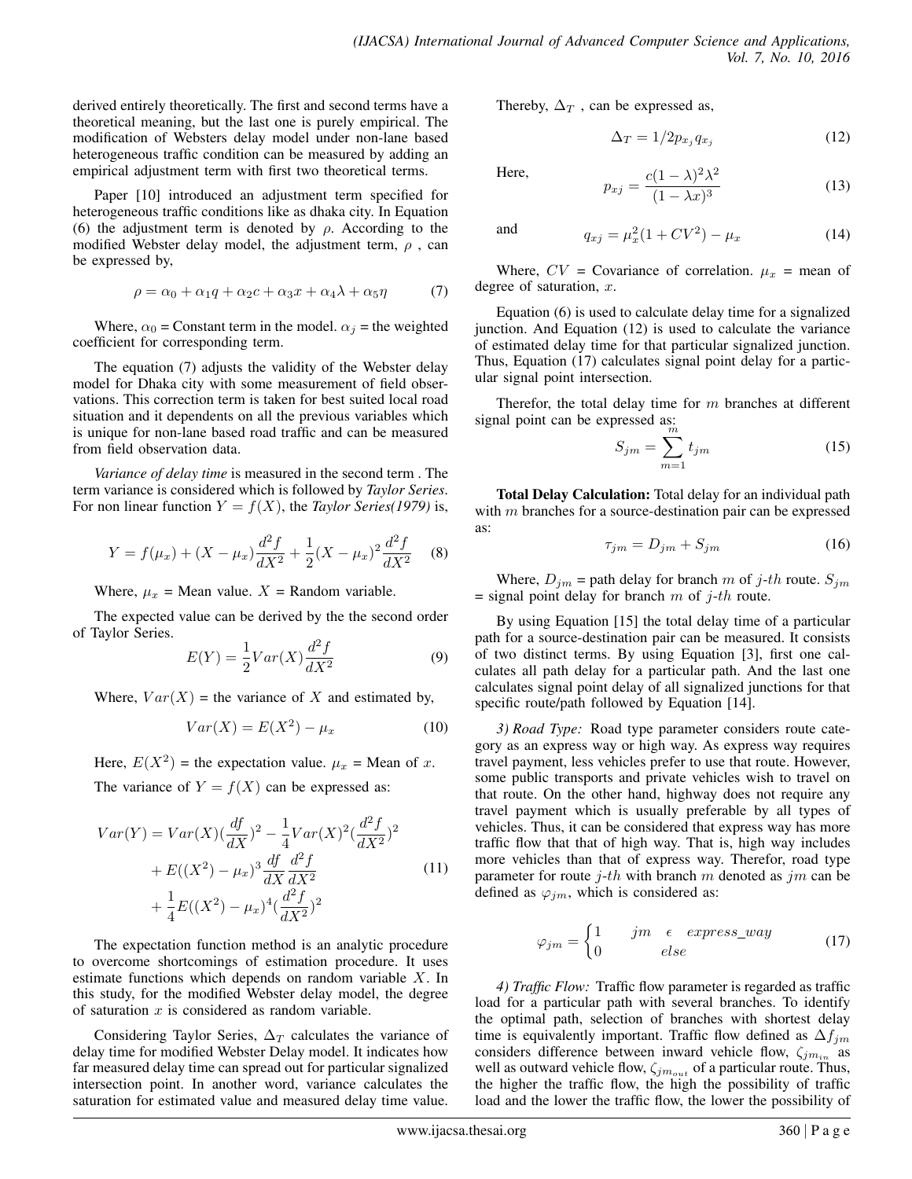derived entirely theoretically. The first and second terms have a theoretical meaning, but the last one is purely empirical. The modification of Websters delay model under non-lane based heterogeneous traffic condition can be measured by adding an empirical adjustment term with first two theoretical terms.

Paper [10] introduced an adjustment term specified for heterogeneous traffic conditions like as dhaka city. In Equation (6) the adjustment term is denoted by $\rho$. According to the modified Webster delay model, the adjustment term, $\rho$ , can be expressed by,

$$\rho = \alpha_0 + \alpha_1 q + \alpha_2 c + \alpha_3 x + \alpha_4 \lambda + \alpha_5 \eta \tag{7}$$

Where, $\alpha_0$ = Constant term in the model. $\alpha_j$ = the weighted coefficient for corresponding term.

The equation (7) adjusts the validity of the Webster delay model for Dhaka city with some measurement of field observations. This correction term is taken for best suited local road situation and it dependents on all the previous variables which is unique for non-lane based road traffic and can be measured from field observation data.

*Variance of delay time* is measured in the second term . The term variance is considered which is followed by *Taylor Series*. For non linear function $Y = f(X)$, the *Taylor Series(1979)* is,

$$Y = f(\mu_x) + (X - \mu_x)\frac{d^2 f}{dX^2} + \frac{1}{2}(X - \mu_x)^2 \frac{d^2 f}{dX^2} \tag{8}$$

Where, $\mu_x$ = Mean value. $X$ = Random variable.

The expected value can be derived by the the second order of Taylor Series.

$$E(Y) = \frac{1}{2} Var(X) \frac{d^2 f}{dX^2} \tag{9}$$

Where, $Var(X)$ = the variance of $X$ and estimated by,

$$Var(X) = E(X^2) - \mu_x \tag{10}$$

Here, $E(X^2)$ = the expectation value. $\mu_x$ = Mean of $x$.

The variance of $Y = f(X)$ can be expressed as:

$$\begin{aligned} Var(Y) &= Var(X)(\frac{df}{dX})^2 - \frac{1}{4}Var(X)^2(\frac{d^2 f}{dX^2})^2 \\ &+ E((X^2) - \mu_x)^3 \frac{df}{dX}\frac{d^2 f}{dX^2} \\ &+ \frac{1}{4}E((X^2) - \mu_x)^4(\frac{d^2 f}{dX^2})^2 \end{aligned} \tag{11}$$

The expectation function method is an analytic procedure to overcome shortcomings of estimation procedure. It uses estimate functions which depends on random variable $X$. In this study, for the modified Webster delay model, the degree of saturation $x$ is considered as random variable.

Considering Taylor Series, $\Delta_T$ calculates the variance of delay time for modified Webster Delay model. It indicates how far measured delay time can spread out for particular signalized intersection point. In another word, variance calculates the saturation for estimated value and measured delay time value.

Thereby, $\Delta_T$ , can be expressed as,

$$\Delta_T = 1/2 p_{x_j} q_{x_j} \tag{12}$$

Here,

$$p_{xj} = \frac{c(1-\lambda)^2 \lambda^2}{(1-\lambda x)^3} \tag{13}$$

and

$$q_{xj} = \mu_x^2 (1 + CV^2) - \mu_x \tag{14}$$

Where, $CV$ = Covariance of correlation. $\mu_x$ = mean of degree of saturation, $x$.

Equation (6) is used to calculate delay time for a signalized junction. And Equation (12) is used to calculate the variance of estimated delay time for that particular signalized junction. Thus, Equation (17) calculates signal point delay for a particular signal point intersection.

Therefor, the total delay time for $m$ branches at different signal point can be expressed as:

$$S_{jm} = \sum_{m=1}^{m} t_{jm} \tag{15}$$

**Total Delay Calculation:** Total delay for an individual path with $m$ branches for a source-destination pair can be expressed as:

$$\tau_{jm} = D_{jm} + S_{jm} \tag{16}$$

Where, $D_{jm}$ = path delay for branch $m$ of $j$-$th$ route. $S_{jm}$ = signal point delay for branch $m$ of $j$-$th$ route.

By using Equation [15] the total delay time of a particular path for a source-destination pair can be measured. It consists of two distinct terms. By using Equation [3], first one calculates all path delay for a particular path. And the last one calculates signal point delay of all signalized junctions for that specific route/path followed by Equation [14].

*3) Road Type:* Road type parameter considers route category as an express way or high way. As express way requires travel payment, less vehicles prefer to use that route. However, some public transports and private vehicles wish to travel on that route. On the other hand, highway does not require any travel payment which is usually preferable by all types of vehicles. Thus, it can be considered that express way has more traffic flow that that of high way. That is, high way includes more vehicles than that of express way. Therefor, road type parameter for route $j$-$th$ with branch $m$ denoted as $jm$ can be defined as $\varphi_{jm}$, which is considered as:

$$\varphi_{jm} = \begin{cases} 1 & jm \;\; \epsilon \;\; express\_way \\ 0 & else \end{cases} \tag{17}$$

*4) Traffic Flow:* Traffic flow parameter is regarded as traffic load for a particular path with several branches. To identify the optimal path, selection of branches with shortest delay time is equivalently important. Traffic flow defined as $\Delta f_{jm}$ considers difference between inward vehicle flow, $\zeta_{jm_{in}}$ as well as outward vehicle flow, $\zeta_{jm_{out}}$ of a particular route. Thus, the higher the traffic flow, the high the possibility of traffic load and the lower the traffic flow, the lower the possibility of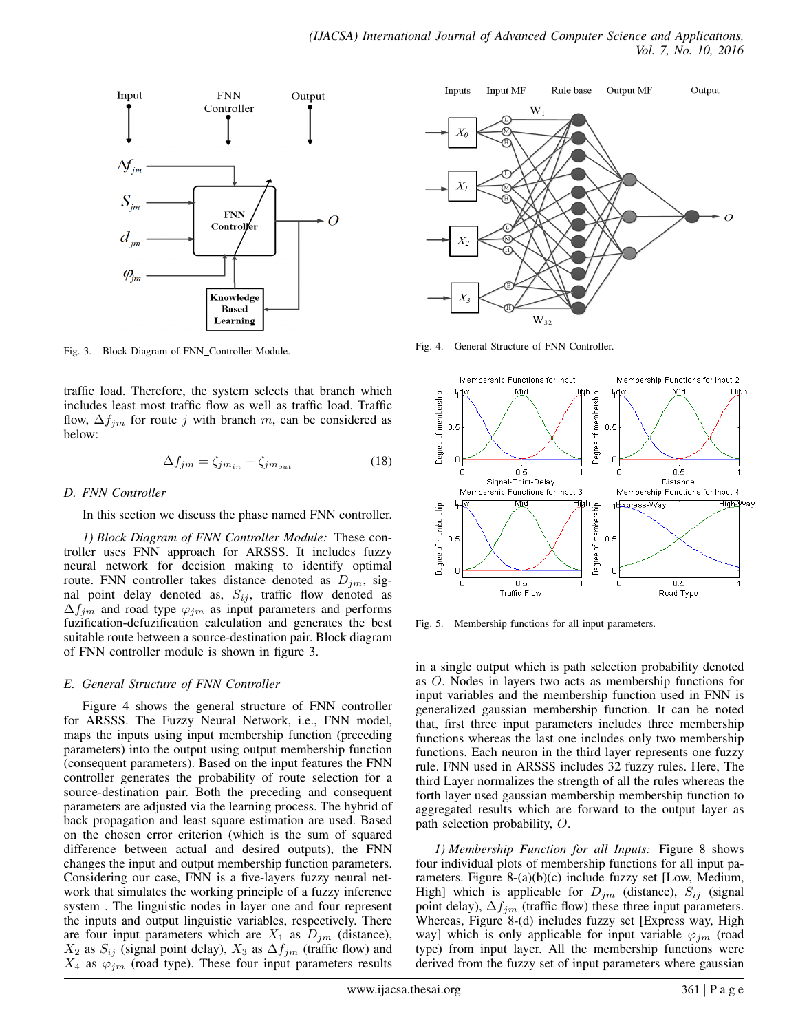Fig. 3. Block Diagram of FNN_Controller Module.

Fig. 4. General Structure of FNN Controller.

Fig. 5. Membership functions for all input parameters.

traffic load. Therefore, the system selects that branch which includes least most traffic flow as well as traffic load. Traffic flow, $\Delta f_{jm}$ for route $j$ with branch $m$, can be considered as below:

$$\Delta f_{jm} = \zeta_{jm_{in}} - \zeta_{jm_{out}} \tag{18}$$

### D. FNN Controller

In this section we discuss the phase named FNN controller.

*1) Block Diagram of FNN Controller Module:* These controller uses FNN approach for ARSSS. It includes fuzzy neural network for decision making to identify optimal route. FNN controller takes distance denoted as $D_{jm}$, signal point delay denoted as, $S_{ij}$, traffic flow denoted as $\Delta f_{jm}$ and road type $\varphi_{jm}$ as input parameters and performs fuzification-defuzification calculation and generates the best suitable route between a source-destination pair. Block diagram of FNN controller module is shown in figure 3.

### E. General Structure of FNN Controller

Figure 4 shows the general structure of FNN controller for ARSSS. The Fuzzy Neural Network, i.e., FNN model, maps the inputs using input membership function (preceding parameters) into the output using output membership function (consequent parameters). Based on the input features the FNN controller generates the probability of route selection for a source-destination pair. Both the preceding and consequent parameters are adjusted via the learning process. The hybrid of back propagation and least square estimation are used. Based on the chosen error criterion (which is the sum of squared difference between actual and desired outputs), the FNN changes the input and output membership function parameters. Considering our case, FNN is a five-layers fuzzy neural network that simulates the working principle of a fuzzy inference system . The linguistic nodes in layer one and four represent the inputs and output linguistic variables, respectively. There are four input parameters which are $X_1$ as $D_{jm}$ (distance), $X_2$ as $S_{ij}$ (signal point delay), $X_3$ as $\Delta f_{jm}$ (traffic flow) and $X_4$ as $\varphi_{jm}$ (road type). These four input parameters results in a single output which is path selection probability denoted as $O$. Nodes in layers two acts as membership functions for input variables and the membership function used in FNN is generalized gaussian membership function. It can be noted that, first three input parameters includes three membership functions whereas the last one includes only two membership functions. Each neuron in the third layer represents one fuzzy rule. FNN used in ARSSS includes 32 fuzzy rules. Here, The third Layer normalizes the strength of all the rules whereas the forth layer used gaussian membership membership function to aggregated results which are forward to the output layer as path selection probability, $O$.

*1) Membership Function for all Inputs:* Figure 8 shows four individual plots of membership functions for all input parameters. Figure 8-(a)(b)(c) include fuzzy set [Low, Medium, High] which is applicable for $D_{jm}$ (distance), $S_{ij}$ (signal point delay), $\Delta f_{jm}$ (traffic flow) these three input parameters. Whereas, Figure 8-(d) includes fuzzy set [Express way, High way] which is only applicable for input variable $\varphi_{jm}$ (road type) from input layer. All the membership functions were derived from the fuzzy set of input parameters where gaussian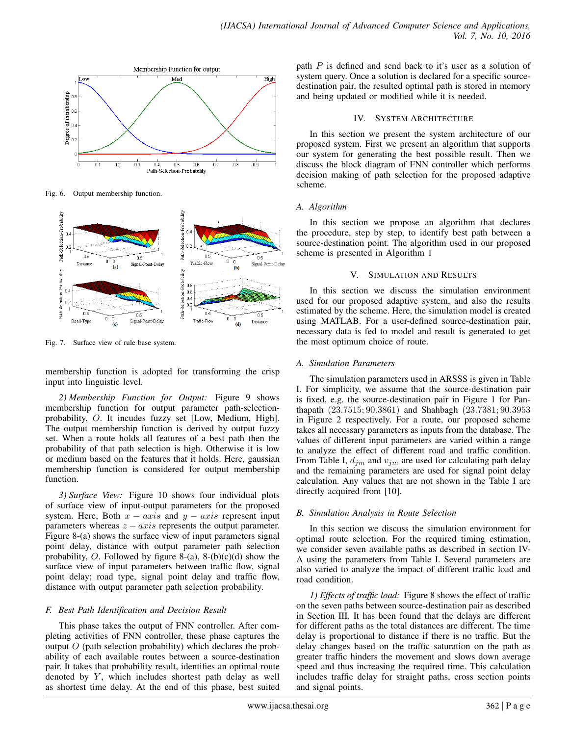Fig. 6. Output membership function.

Fig. 7. Surface view of rule base system.

membership function is adopted for transforming the crisp input into linguistic level.

*2) Membership Function for Output:* Figure 9 shows membership function for output parameter path-selection-probability, $O$. It incudes fuzzy set [Low, Medium, High]. The output membership function is derived by output fuzzy set. When a route holds all features of a best path then the probability of that path selection is high. Otherwise it is low or medium based on the features that it holds. Here, gaussian membership function is considered for output membership function.

*3) Surface View:* Figure 10 shows four individual plots of surface view of input-output parameters for the proposed system. Here, Both $x-axis$ and $y-axis$ represent input parameters whereas $z-axis$ represents the output parameter. Figure 8-(a) shows the surface view of input parameters signal point delay, distance with output parameter path selection probability, $O$. Followed by figure 8-(a), 8-(b)(c)(d) show the surface view of input parameters between traffic flow, signal point delay; road type, signal point delay and traffic flow, distance with output parameter path selection probability.

### *F. Best Path Identification and Decision Result*

This phase takes the output of FNN controller. After completing activities of FNN controller, these phase captures the output $O$ (path selection probability) which declares the probability of each available routes between a source-destination pair. It takes that probability result, identifies an optimal route denoted by $Y$, which includes shortest path delay as well as shortest time delay. At the end of this phase, best suited path $P$ is defined and send back to it's user as a solution of system query. Once a solution is declared for a specific source-destination pair, the resulted optimal path is stored in memory and being updated or modified while it is needed.

## IV. System Architecture

In this section we present the system architecture of our proposed system. First we present an algorithm that supports our system for generating the best possible result. Then we discuss the block diagram of FNN controller which performs decision making of path selection for the proposed adaptive scheme.

### *A. Algorithm*

In this section we propose an algorithm that declares the procedure, step by step, to identify best path between a source-destination point. The algorithm used in our proposed scheme is presented in Algorithm 1

## V. Simulation and Results

In this section we discuss the simulation environment used for our proposed adaptive system, and also the results estimated by the scheme. Here, the simulation model is created using MATLAB. For a user-defined source-destination pair, necessary data is fed to model and result is generated to get the most optimum choice of route.

### *A. Simulation Parameters*

The simulation parameters used in ARSSS is given in Table I. For simplicity, we assume that the source-destination pair is fixed, e.g. the source-destination pair in Figure 1 for Panthapath $(23.7515; 90.3861)$ and Shahbagh $(23.7381; 90.3953$ in Figure 2 respectively. For a route, our proposed scheme takes all necessary parameters as inputs from the database. The values of different input parameters are varied within a range to analyze the effect of different road and traffic condition. From Table I, $d_{jm}$ and $v_{jm}$ are used for calculating path delay and the remaining parameters are used for signal point delay calculation. Any values that are not shown in the Table I are directly acquired from [10].

### *B. Simulation Analysis in Route Selection*

In this section we discuss the simulation environment for optimal route selection. For the required timing estimation, we consider seven available paths as described in section IV-A using the parameters from Table I. Several parameters are also varied to analyze the impact of different traffic load and road condition.

*1) Effects of traffic load:* Figure 8 shows the effect of traffic on the seven paths between source-destination pair as described in Section III. It has been found that the delays are different for different paths as the total distances are different. The time delay is proportional to distance if there is no traffic. But the delay changes based on the traffic saturation on the path as greater traffic hinders the movement and slows down average speed and thus increasing the required time. This calculation includes traffic delay for straight paths, cross section points and signal points.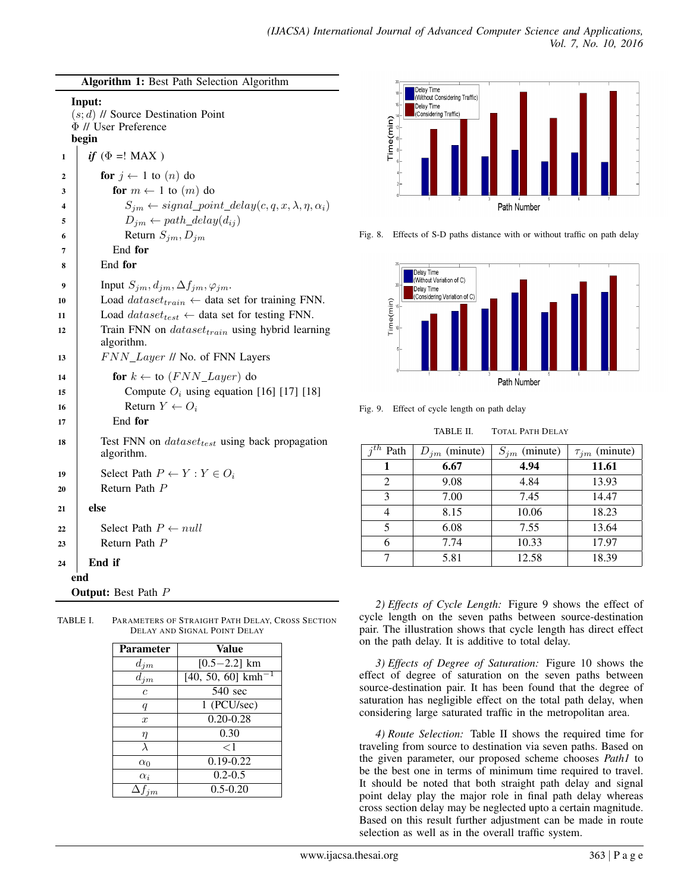**Algorithm 1:** Best Path Selection Algorithm

```
Input:
(s; d) // Source Destination Point
Φ // User Preference
begin
1   if (Φ =! MAX )
2       for j ← 1 to (n) do
3           for m ← 1 to (m) do
4               S_jm ← signal_point_delay(c, q, x, λ, η, α_i)
5               D_jm ← path_delay(d_ij)
6               Return S_jm, D_jm
7           End for
8       End for
9       Input S_jm, d_jm, Δf_jm, φ_jm.
10      Load dataset_train ← data set for training FNN.
11      Load dataset_test ← data set for testing FNN.
12      Train FNN on dataset_train using hybrid learning
        algorithm.
13      FNN_Layer // No. of FNN Layers
14          for k ← to (FNN_Layer) do
15              Compute O_i using equation [16] [17] [18]
16              Return Y ← O_i
17          End for
18      Test FNN on dataset_test using back propagation
        algorithm.
19      Select Path P ← Y : Y ∈ O_i
20      Return Path P
21  else
22      Select Path P ← null
23      Return Path P
24  End if
end
Output: Best Path P
```

TABLE I. Parameters of Straight Path Delay, Cross Section Delay and Signal Point Delay

| Parameter | Value |
|---|---|
| $d_{jm}$ | [0.5−2.2] km |
| $d_{jm}$ | [40, 50, 60] kmh$^{-1}$ |
| $c$ | 540 sec |
| $q$ | 1 (PCU/sec) |
| $x$ | 0.20-0.28 |
| $\eta$ | 0.30 |
| $\lambda$ | <1 |
| $\alpha_0$ | 0.19-0.22 |
| $\alpha_i$ | 0.2-0.5 |
| $\Delta f_{jm}$ | 0.5-0.20 |

Fig. 8. Effects of S-D paths distance with or without traffic on path delay

Fig. 9. Effect of cycle length on path delay

TABLE II. Total Path Delay

| $j^{th}$ Path | $D_{jm}$ (minute) | $S_{jm}$ (minute) | $\tau_{jm}$ (minute) |
|---|---|---|---|
| **1** | **6.67** | **4.94** | **11.61** |
| 2 | 9.08 | 4.84 | 13.93 |
| 3 | 7.00 | 7.45 | 14.47 |
| 4 | 8.15 | 10.06 | 18.23 |
| 5 | 6.08 | 7.55 | 13.64 |
| 6 | 7.74 | 10.33 | 17.97 |
| 7 | 5.81 | 12.58 | 18.39 |

*2) Effects of Cycle Length:* Figure 9 shows the effect of cycle length on the seven paths between source-destination pair. The illustration shows that cycle length has direct effect on the path delay. It is additive to total delay.

*3) Effects of Degree of Saturation:* Figure 10 shows the effect of degree of saturation on the seven paths between source-destination pair. It has been found that the degree of saturation has negligible effect on the total path delay, when considering large saturated traffic in the metropolitan area.

*4) Route Selection:* Table II shows the required time for traveling from source to destination via seven paths. Based on the given parameter, our proposed scheme chooses *Path1* to be the best one in terms of minimum time required to travel. It should be noted that both straight path delay and signal point delay play the major role in final path delay whereas cross section delay may be neglected upto a certain magnitude. Based on this result further adjustment can be made in route selection as well as in the overall traffic system.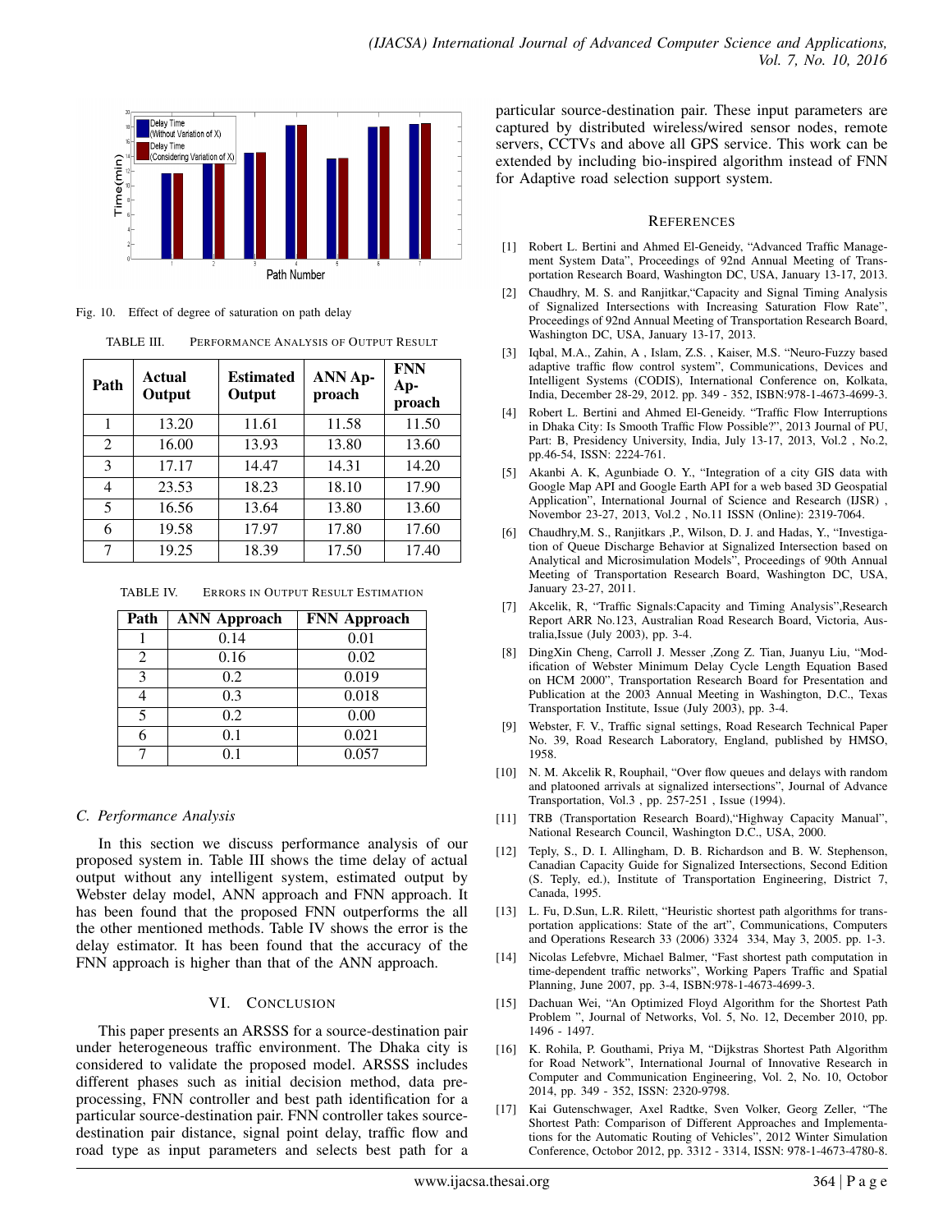Fig. 10. Effect of degree of saturation on path delay

TABLE III. PERFORMANCE ANALYSIS OF OUTPUT RESULT

| Path | Actual Output | Estimated Output | ANN Approach | FNN Approach |
|---|---|---|---|---|
| 1 | 13.20 | 11.61 | 11.58 | 11.50 |
| 2 | 16.00 | 13.93 | 13.80 | 13.60 |
| 3 | 17.17 | 14.47 | 14.31 | 14.20 |
| 4 | 23.53 | 18.23 | 18.10 | 17.90 |
| 5 | 16.56 | 13.64 | 13.80 | 13.60 |
| 6 | 19.58 | 17.97 | 17.80 | 17.60 |
| 7 | 19.25 | 18.39 | 17.50 | 17.40 |

TABLE IV. ERRORS IN OUTPUT RESULT ESTIMATION

| Path | ANN Approach | FNN Approach |
|---|---|---|
| 1 | 0.14 | 0.01 |
| 2 | 0.16 | 0.02 |
| 3 | 0.2 | 0.019 |
| 4 | 0.3 | 0.018 |
| 5 | 0.2 | 0.00 |
| 6 | 0.1 | 0.021 |
| 7 | 0.1 | 0.057 |

### C. Performance Analysis

In this section we discuss performance analysis of our proposed system in. Table III shows the time delay of actual output without any intelligent system, estimated output by Webster delay model, ANN approach and FNN approach. It has been found that the proposed FNN outperforms the all the other mentioned methods. Table IV shows the error is the delay estimator. It has been found that the accuracy of the FNN approach is higher than that of the ANN approach.

## VI. CONCLUSION

This paper presents an ARSSS for a source-destination pair under heterogeneous traffic environment. The Dhaka city is considered to validate the proposed model. ARSSS includes different phases such as initial decision method, data pre-processing, FNN controller and best path identification for a particular source-destination pair. FNN controller takes source-destination pair distance, signal point delay, traffic flow and road type as input parameters and selects best path for a particular source-destination pair. These input parameters are captured by distributed wireless/wired sensor nodes, remote servers, CCTVs and above all GPS service. This work can be extended by including bio-inspired algorithm instead of FNN for Adaptive road selection support system.

## REFERENCES

[1] Robert L. Bertini and Ahmed El-Geneidy, "Advanced Traffic Management System Data", Proceedings of 92nd Annual Meeting of Transportation Research Board, Washington DC, USA, January 13-17, 2013.

[2] Chaudhry, M. S. and Ranjitkar,"Capacity and Signal Timing Analysis of Signalized Intersections with Increasing Saturation Flow Rate", Proceedings of 92nd Annual Meeting of Transportation Research Board, Washington DC, USA, January 13-17, 2013.

[3] Iqbal, M.A., Zahin, A , Islam, Z.S. , Kaiser, M.S. "Neuro-Fuzzy based adaptive traffic flow control system", Communications, Devices and Intelligent Systems (CODIS), International Conference on, Kolkata, India, December 28-29, 2012. pp. 349 - 352, ISBN:978-1-4673-4699-3.

[4] Robert L. Bertini and Ahmed El-Geneidy. "Traffic Flow Interruptions in Dhaka City: Is Smooth Traffic Flow Possible?", 2013 Journal of PU, Part: B, Presidency University, India, July 13-17, 2013, Vol.2 , No.2, pp.46-54, ISSN: 2224-761.

[5] Akanbi A. K, Agunbiade O. Y., "Integration of a city GIS data with Google Map API and Google Earth API for a web based 3D Geospatial Application", International Journal of Science and Research (IJSR) , November 23-27, 2013, Vol.2 , No.11 ISSN (Online): 2319-7064.

[6] Chaudhry,M. S., Ranjitkars ,P., Wilson, D. J. and Hadas, Y., "Investigation of Queue Discharge Behavior at Signalized Intersection based on Analytical and Microsimulation Models", Proceedings of 90th Annual Meeting of Transportation Research Board, Washington DC, USA, January 23-27, 2011.

[7] Akcelik, R, "Traffic Signals:Capacity and Timing Analysis",Research Report ARR No.123, Australian Road Research Board, Victoria, Australia,Issue (July 2003), pp. 3-4.

[8] DingXin Cheng, Carroll J. Messer ,Zong Z. Tian, Juanyu Liu, "Modification of Webster Minimum Delay Cycle Length Equation Based on HCM 2000", Transportation Research Board for Presentation and Publication at the 2003 Annual Meeting in Washington, D.C., Texas Transportation Institute, Issue (July 2003), pp. 3-4.

[9] Webster, F. V., Traffic signal settings, Road Research Technical Paper No. 39, Road Research Laboratory, England, published by HMSO, 1958.

[10] N. M. Akcelik R, Rouphail, "Over flow queues and delays with random and platooned arrivals at signalized intersections", Journal of Advance Transportation, Vol.3 , pp. 257-251 , Issue (1994).

[11] TRB (Transportation Research Board),"Highway Capacity Manual", National Research Council, Washington D.C., USA, 2000.

[12] Teply, S., D. I. Allingham, D. B. Richardson and B. W. Stephenson, Canadian Capacity Guide for Signalized Intersections, Second Edition (S. Teply, ed.), Institute of Transportation Engineering, District 7, Canada, 1995.

[13] L. Fu, D.Sun, L.R. Rilett, "Heuristic shortest path algorithms for transportation applications: State of the art", Communications, Computers and Operations Research 33 (2006) 3324 334, May 3, 2005. pp. 1-3.

[14] Nicolas Lefebvre, Michael Balmer, "Fast shortest path computation in time-dependent traffic networks", Working Papers Traffic and Spatial Planning, June 2007, pp. 3-4, ISBN:978-1-4673-4699-3.

[15] Dachuan Wei, "An Optimized Floyd Algorithm for the Shortest Path Problem ", Journal of Networks, Vol. 5, No. 12, December 2010, pp. 1496 - 1497.

[16] K. Rohila, P. Gouthami, Priya M, "Dijkstras Shortest Path Algorithm for Road Network", International Journal of Innovative Research in Computer and Communication Engineering, Vol. 2, No. 10, Octobor 2014, pp. 349 - 352, ISSN: 2320-9798.

[17] Kai Gutenschwager, Axel Radtke, Sven Volker, Georg Zeller, "The Shortest Path: Comparison of Different Approaches and Implementations for the Automatic Routing of Vehicles", 2012 Winter Simulation Conference, Octobor 2012, pp. 3312 - 3314, ISSN: 978-1-4673-4780-8.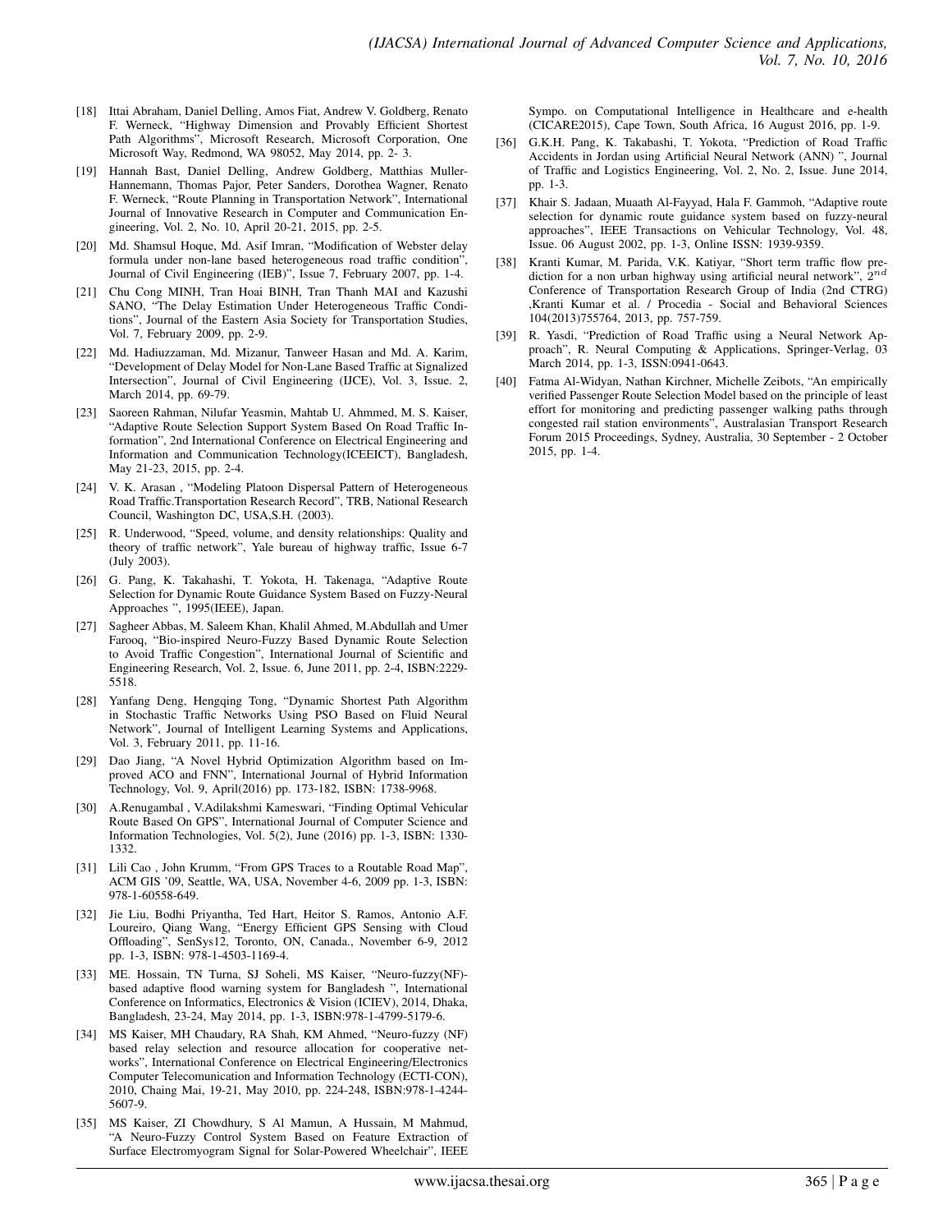[18] Ittai Abraham, Daniel Delling, Amos Fiat, Andrew V. Goldberg, Renato F. Werneck, "Highway Dimension and Provably Efficient Shortest Path Algorithms", Microsoft Research, Microsoft Corporation, One Microsoft Way, Redmond, WA 98052, May 2014, pp. 2- 3.

[19] Hannah Bast, Daniel Delling, Andrew Goldberg, Matthias Muller-Hannemann, Thomas Pajor, Peter Sanders, Dorothea Wagner, Renato F. Werneck, "Route Planning in Transportation Network", International Journal of Innovative Research in Computer and Communication Engineering, Vol. 2, No. 10, April 20-21, 2015, pp. 2-5.

[20] Md. Shamsul Hoque, Md. Asif Imran, "Modification of Webster delay formula under non-lane based heterogeneous road traffic condition", Journal of Civil Engineering (IEB)", Issue 7, February 2007, pp. 1-4.

[21] Chu Cong MINH, Tran Hoai BINH, Tran Thanh MAI and Kazushi SANO, "The Delay Estimation Under Heterogeneous Traffic Conditions", Journal of the Eastern Asia Society for Transportation Studies, Vol. 7, February 2009, pp. 2-9.

[22] Md. Hadiuzzaman, Md. Mizanur, Tanweer Hasan and Md. A. Karim, "Development of Delay Model for Non-Lane Based Traffic at Signalized Intersection", Journal of Civil Engineering (IJCE), Vol. 3, Issue. 2, March 2014, pp. 69-79.

[23] Saoreen Rahman, Nilufar Yeasmin, Mahtab U. Ahmmed, M. S. Kaiser, "Adaptive Route Selection Support System Based On Road Traffic Information", 2nd International Conference on Electrical Engineering and Information and Communication Technology(ICEEICT), Bangladesh, May 21-23, 2015, pp. 2-4.

[24] V. K. Arasan , "Modeling Platoon Dispersal Pattern of Heterogeneous Road Traffic.Transportation Research Record", TRB, National Research Council, Washington DC, USA,S.H. (2003).

[25] R. Underwood, "Speed, volume, and density relationships: Quality and theory of traffic network", Yale bureau of highway traffic, Issue 6-7 (July 2003).

[26] G. Pang, K. Takahashi, T. Yokota, H. Takenaga, "Adaptive Route Selection for Dynamic Route Guidance System Based on Fuzzy-Neural Approaches ", 1995(IEEE), Japan.

[27] Sagheer Abbas, M. Saleem Khan, Khalil Ahmed, M.Abdullah and Umer Farooq, "Bio-inspired Neuro-Fuzzy Based Dynamic Route Selection to Avoid Traffic Congestion", International Journal of Scientific and Engineering Research, Vol. 2, Issue. 6, June 2011, pp. 2-4, ISBN:2229-5518.

[28] Yanfang Deng, Hengqing Tong, "Dynamic Shortest Path Algorithm in Stochastic Traffic Networks Using PSO Based on Fluid Neural Network", Journal of Intelligent Learning Systems and Applications, Vol. 3, February 2011, pp. 11-16.

[29] Dao Jiang, "A Novel Hybrid Optimization Algorithm based on Improved ACO and FNN", International Journal of Hybrid Information Technology, Vol. 9, April(2016) pp. 173-182, ISBN: 1738-9968.

[30] A.Renugambal , V.Adilakshmi Kameswari, "Finding Optimal Vehicular Route Based On GPS", International Journal of Computer Science and Information Technologies, Vol. 5(2), June (2016) pp. 1-3, ISBN: 1330-1332.

[31] Lili Cao , John Krumm, "From GPS Traces to a Routable Road Map", ACM GIS '09, Seattle, WA, USA, November 4-6, 2009 pp. 1-3, ISBN: 978-1-60558-649.

[32] Jie Liu, Bodhi Priyantha, Ted Hart, Heitor S. Ramos, Antonio A.F. Loureiro, Qiang Wang, "Energy Efficient GPS Sensing with Cloud Offloading", SenSys12, Toronto, ON, Canada., November 6-9, 2012 pp. 1-3, ISBN: 978-1-4503-1169-4.

[33] ME. Hossain, TN Turna, SJ Soheli, MS Kaiser, "Neuro-fuzzy(NF)-based adaptive flood warning system for Bangladesh ", International Conference on Informatics, Electronics & Vision (ICIEV), 2014, Dhaka, Bangladesh, 23-24, May 2014, pp. 1-3, ISBN:978-1-4799-5179-6.

[34] MS Kaiser, MH Chaudary, RA Shah, KM Ahmed, "Neuro-fuzzy (NF) based relay selection and resource allocation for cooperative networks", International Conference on Electrical Engineering/Electronics Computer Telecomunication and Information Technology (ECTI-CON), 2010, Chaing Mai, 19-21, May 2010, pp. 224-248, ISBN:978-1-4244-5607-9.

[35] MS Kaiser, ZI Chowdhury, S Al Mamun, A Hussain, M Mahmud, "A Neuro-Fuzzy Control System Based on Feature Extraction of Surface Electromyogram Signal for Solar-Powered Wheelchair", IEEE Sympo. on Computational Intelligence in Healthcare and e-health (CICARE2015), Cape Town, South Africa, 16 August 2016, pp. 1-9.

[36] G.K.H. Pang, K. Takabashi, T. Yokota, "Prediction of Road Traffic Accidents in Jordan using Artificial Neural Network (ANN) ", Journal of Traffic and Logistics Engineering, Vol. 2, No. 2, Issue. June 2014, pp. 1-3.

[37] Khair S. Jadaan, Muaath Al-Fayyad, Hala F. Gammoh, "Adaptive route selection for dynamic route guidance system based on fuzzy-neural approaches", IEEE Transactions on Vehicular Technology, Vol. 48, Issue. 06 August 2002, pp. 1-3, Online ISSN: 1939-9359.

[38] Kranti Kumar, M. Parida, V.K. Katiyar, "Short term traffic flow prediction for a non urban highway using artificial neural network", $2^{nd}$ Conference of Transportation Research Group of India (2nd CTRG) ,Kranti Kumar et al. / Procedia - Social and Behavioral Sciences 104(2013)755764, 2013, pp. 757-759.

[39] R. Yasdi, "Prediction of Road Traffic using a Neural Network Approach", R. Neural Computing & Applications, Springer-Verlag, 03 March 2014, pp. 1-3, ISSN:0941-0643.

[40] Fatma Al-Widyan, Nathan Kirchner, Michelle Zeibots, "An empirically verified Passenger Route Selection Model based on the principle of least effort for monitoring and predicting passenger walking paths through congested rail station environments", Australasian Transport Research Forum 2015 Proceedings, Sydney, Australia, 30 September - 2 October 2015, pp. 1-4.